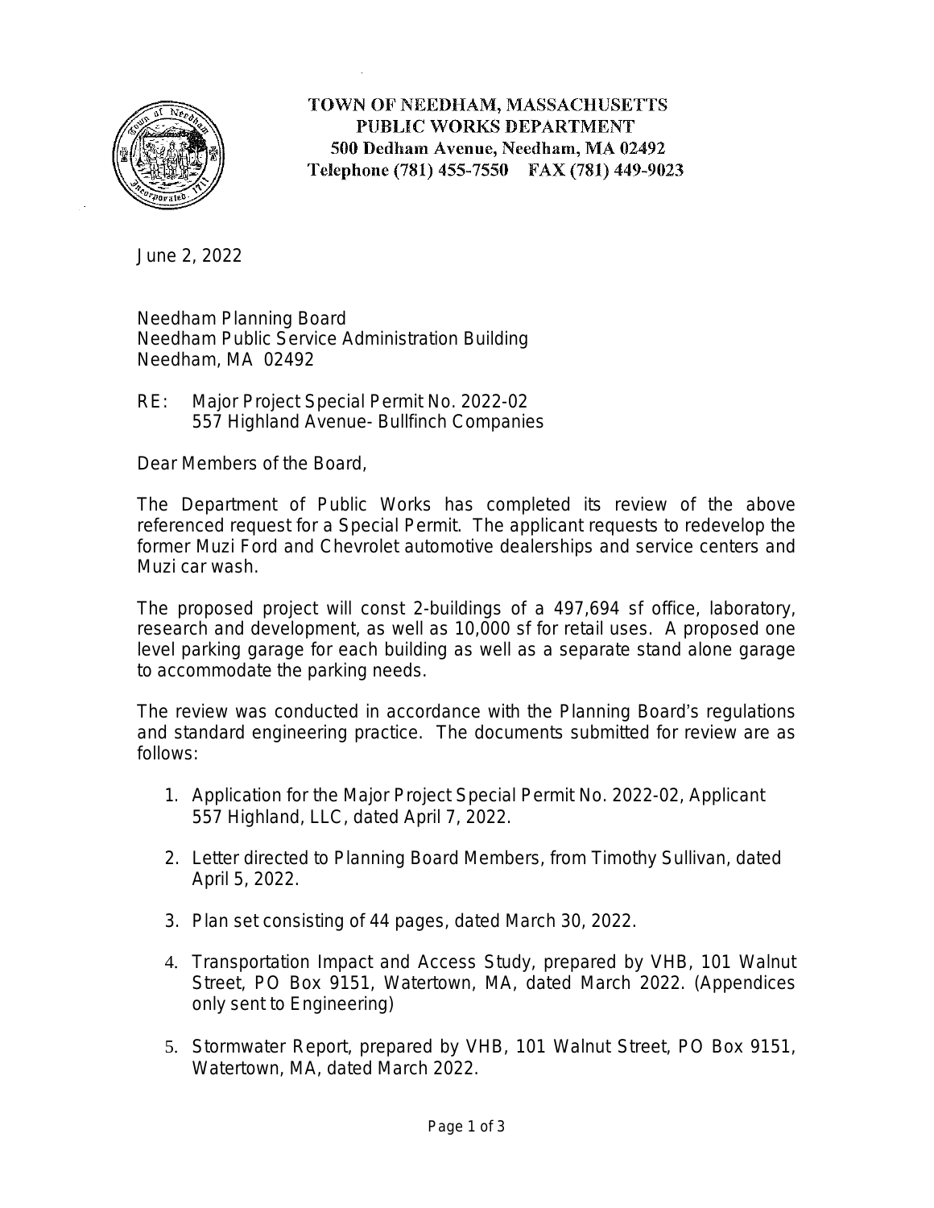**TOWN OF NEEDHAM, MASSACHUSETTS**
**PUBLIC WORKS DEPARTMENT**
**500 Dedham Avenue, Needham, MA 02492**
**Telephone (781) 455-7550 FAX (781) 449-9023**

June 2, 2022

Needham Planning Board
Needham Public Service Administration Building
Needham, MA 02492

RE: Major Project Special Permit No. 2022-02
557 Highland Avenue- Bullfinch Companies

Dear Members of the Board,

The Department of Public Works has completed its review of the above referenced request for a Special Permit. The applicant requests to redevelop the former Muzi Ford and Chevrolet automotive dealerships and service centers and Muzi car wash.

The proposed project will const 2-buildings of a 497,694 sf office, laboratory, research and development, as well as 10,000 sf for retail uses. A proposed one level parking garage for each building as well as a separate stand alone garage to accommodate the parking needs.

The review was conducted in accordance with the Planning Board's regulations and standard engineering practice. The documents submitted for review are as follows:

1. Application for the Major Project Special Permit No. 2022-02, Applicant 557 Highland, LLC, dated April 7, 2022.

2. Letter directed to Planning Board Members, from Timothy Sullivan, dated April 5, 2022.

3. Plan set consisting of 44 pages, dated March 30, 2022.

4. Transportation Impact and Access Study, prepared by VHB, 101 Walnut Street, PO Box 9151, Watertown, MA, dated March 2022. (Appendices only sent to Engineering)

5. Stormwater Report, prepared by VHB, 101 Walnut Street, PO Box 9151, Watertown, MA, dated March 2022.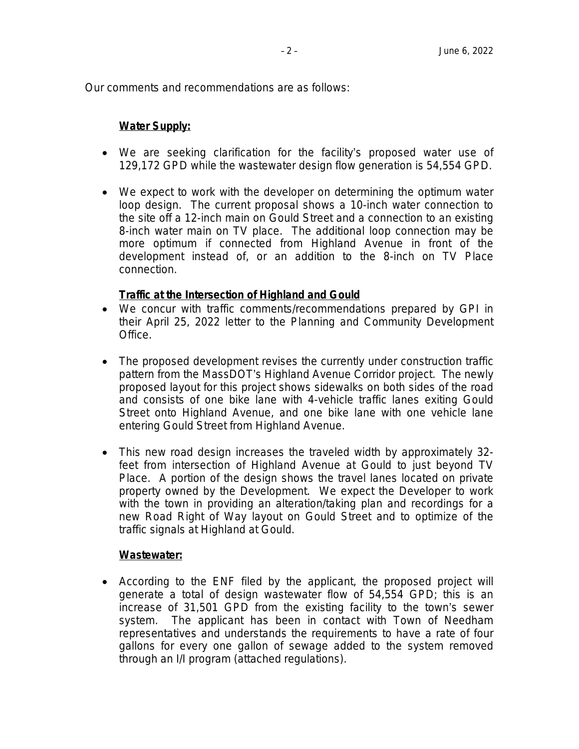Our comments and recommendations are as follows:

**Water Supply:**

- We are seeking clarification for the facility's proposed water use of 129,172 GPD while the wastewater design flow generation is 54,554 GPD.
- We expect to work with the developer on determining the optimum water loop design. The current proposal shows a 10-inch water connection to the site off a 12-inch main on Gould Street and a connection to an existing 8-inch water main on TV place. The additional loop connection may be more optimum if connected from Highland Avenue in front of the development instead of, or an addition to the 8-inch on TV Place connection.

**Traffic at the Intersection of Highland and Gould**

- We concur with traffic comments/recommendations prepared by GPI in their April 25, 2022 letter to the Planning and Community Development Office.
- The proposed development revises the currently under construction traffic pattern from the MassDOT's Highland Avenue Corridor project. The newly proposed layout for this project shows sidewalks on both sides of the road and consists of one bike lane with 4-vehicle traffic lanes exiting Gould Street onto Highland Avenue, and one bike lane with one vehicle lane entering Gould Street from Highland Avenue.
- This new road design increases the traveled width by approximately 32-feet from intersection of Highland Avenue at Gould to just beyond TV Place. A portion of the design shows the travel lanes located on private property owned by the Development. We expect the Developer to work with the town in providing an alteration/taking plan and recordings for a new Road Right of Way layout on Gould Street and to optimize of the traffic signals at Highland at Gould.

**Wastewater:**

- According to the ENF filed by the applicant, the proposed project will generate a total of design wastewater flow of 54,554 GPD; this is an increase of 31,501 GPD from the existing facility to the town's sewer system. The applicant has been in contact with Town of Needham representatives and understands the requirements to have a rate of four gallons for every one gallon of sewage added to the system removed through an I/I program (attached regulations).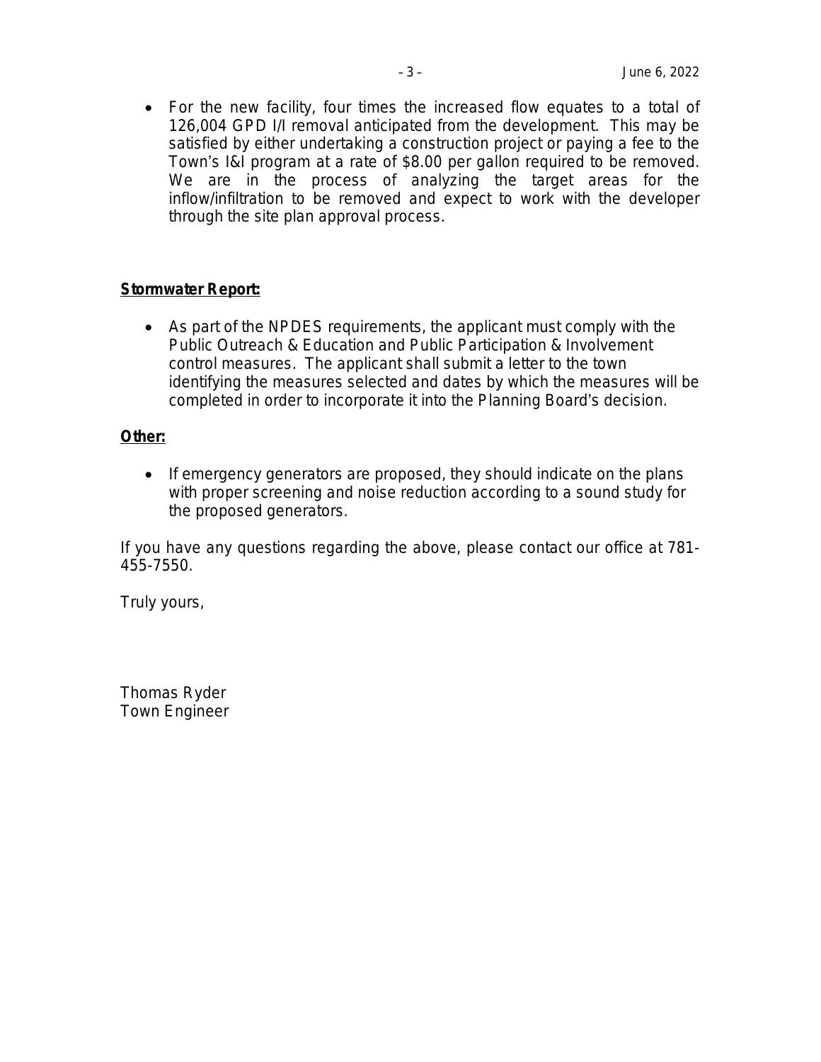- For the new facility, four times the increased flow equates to a total of 126,004 GPD I/I removal anticipated from the development. This may be satisfied by either undertaking a construction project or paying a fee to the Town's I&I program at a rate of $8.00 per gallon required to be removed. We are in the process of analyzing the target areas for the inflow/infiltration to be removed and expect to work with the developer through the site plan approval process.

**Stormwater Report:**

- As part of the NPDES requirements, the applicant must comply with the Public Outreach & Education and Public Participation & Involvement control measures. The applicant shall submit a letter to the town identifying the measures selected and dates by which the measures will be completed in order to incorporate it into the Planning Board's decision.

**Other:**

- If emergency generators are proposed, they should indicate on the plans with proper screening and noise reduction according to a sound study for the proposed generators.

If you have any questions regarding the above, please contact our office at 781-455-7550.

Truly yours,

Thomas Ryder
Town Engineer